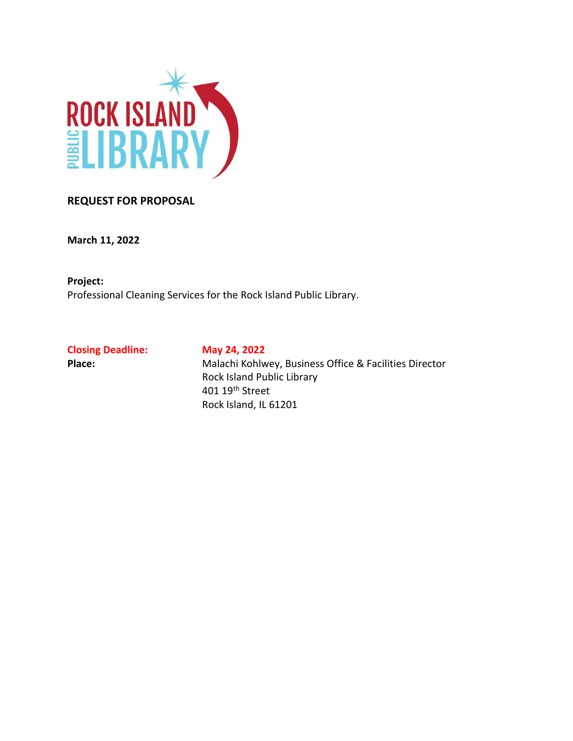ROCK ISLAND PUBLIC LIBRARY

# REQUEST FOR PROPOSAL

**March 11, 2022**

**Project:**
Professional Cleaning Services for the Rock Island Public Library.

**Closing Deadline:** **May 24, 2022**

**Place:** Malachi Kohlwey, Business Office & Facilities Director
Rock Island Public Library
401 19th Street
Rock Island, IL 61201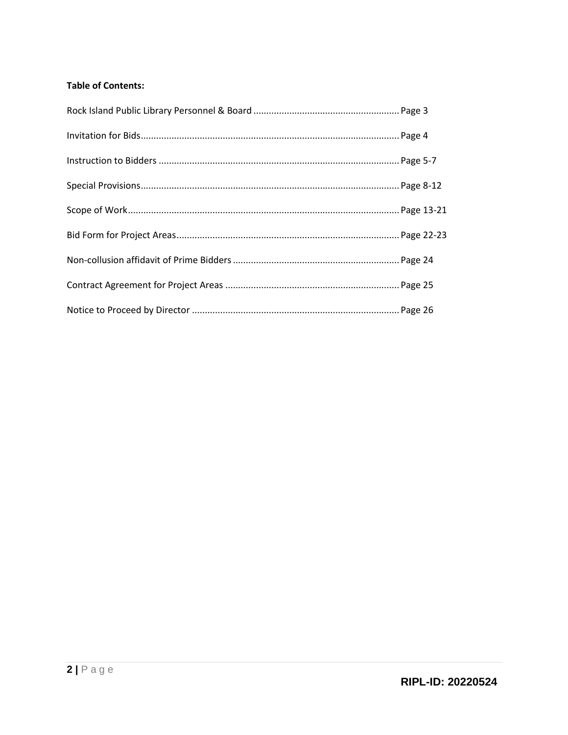**Table of Contents:**

Rock Island Public Library Personnel & Board ........................................................ Page 3

Invitation for Bids.................................................................................................... Page 4

Instruction to Bidders ............................................................................................ Page 5-7

Special Provisions................................................................................................... Page 8-12

Scope of Work......................................................................................................... Page 13-21

Bid Form for Project Areas...................................................................................... Page 22-23

Non-collusion affidavit of Prime Bidders ................................................................ Page 24

Contract Agreement for Project Areas ................................................................... Page 25

Notice to Proceed by Director ................................................................................ Page 26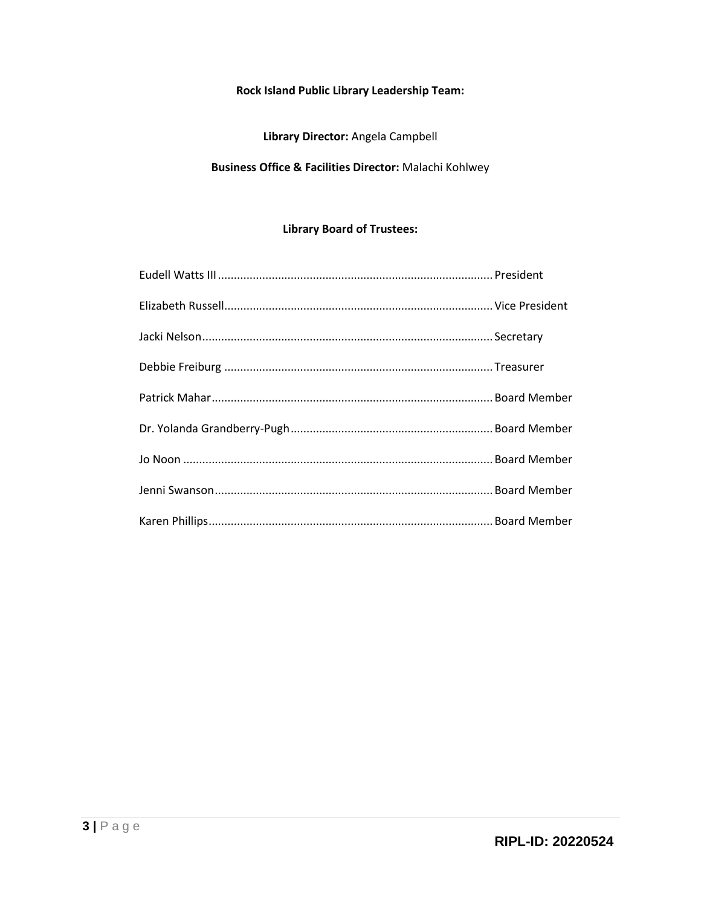**Rock Island Public Library Leadership Team:**

**Library Director:** Angela Campbell

**Business Office & Facilities Director:** Malachi Kohlwey

**Library Board of Trustees:**

| Name | Position |
|---|---|
| Eudell Watts III | President |
| Elizabeth Russell | Vice President |
| Jacki Nelson | Secretary |
| Debbie Freiburg | Treasurer |
| Patrick Mahar | Board Member |
| Dr. Yolanda Grandberry-Pugh | Board Member |
| Jo Noon | Board Member |
| Jenni Swanson | Board Member |
| Karen Phillips | Board Member |

**RIPL-ID: 20220524**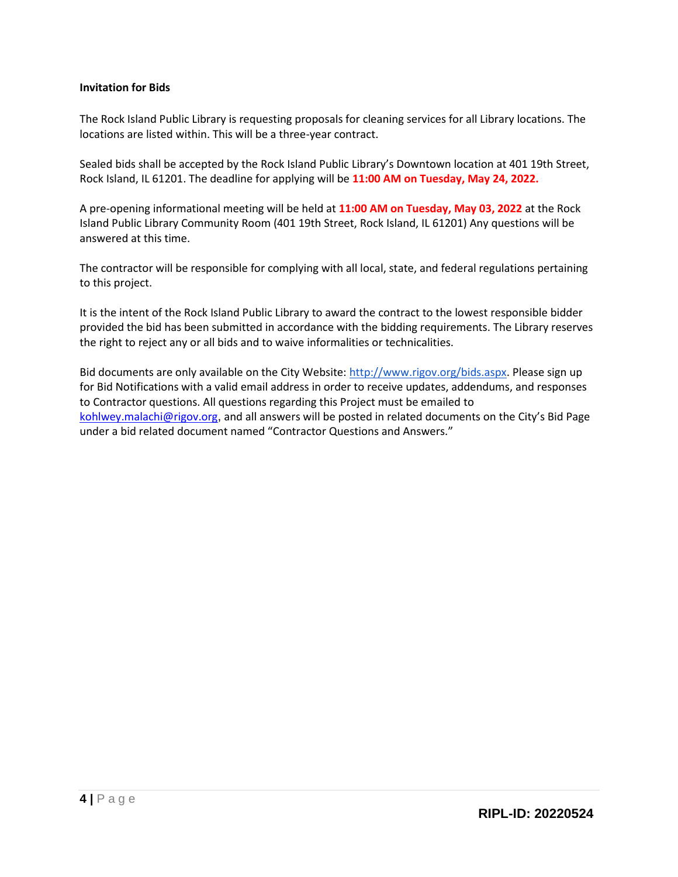**Invitation for Bids**

The Rock Island Public Library is requesting proposals for cleaning services for all Library locations. The locations are listed within. This will be a three-year contract.

Sealed bids shall be accepted by the Rock Island Public Library's Downtown location at 401 19th Street, Rock Island, IL 61201. The deadline for applying will be **11:00 AM on Tuesday, May 24, 2022.**

A pre-opening informational meeting will be held at **11:00 AM on Tuesday, May 03, 2022** at the Rock Island Public Library Community Room (401 19th Street, Rock Island, IL 61201) Any questions will be answered at this time.

The contractor will be responsible for complying with all local, state, and federal regulations pertaining to this project.

It is the intent of the Rock Island Public Library to award the contract to the lowest responsible bidder provided the bid has been submitted in accordance with the bidding requirements. The Library reserves the right to reject any or all bids and to waive informalities or technicalities.

Bid documents are only available on the City Website: [http://www.rigov.org/bids.aspx](http://www.rigov.org/bids.aspx). Please sign up for Bid Notifications with a valid email address in order to receive updates, addendums, and responses to Contractor questions. All questions regarding this Project must be emailed to [kohlwey.malachi@rigov.org](mailto:kohlwey.malachi@rigov.org), and all answers will be posted in related documents on the City's Bid Page under a bid related document named "Contractor Questions and Answers."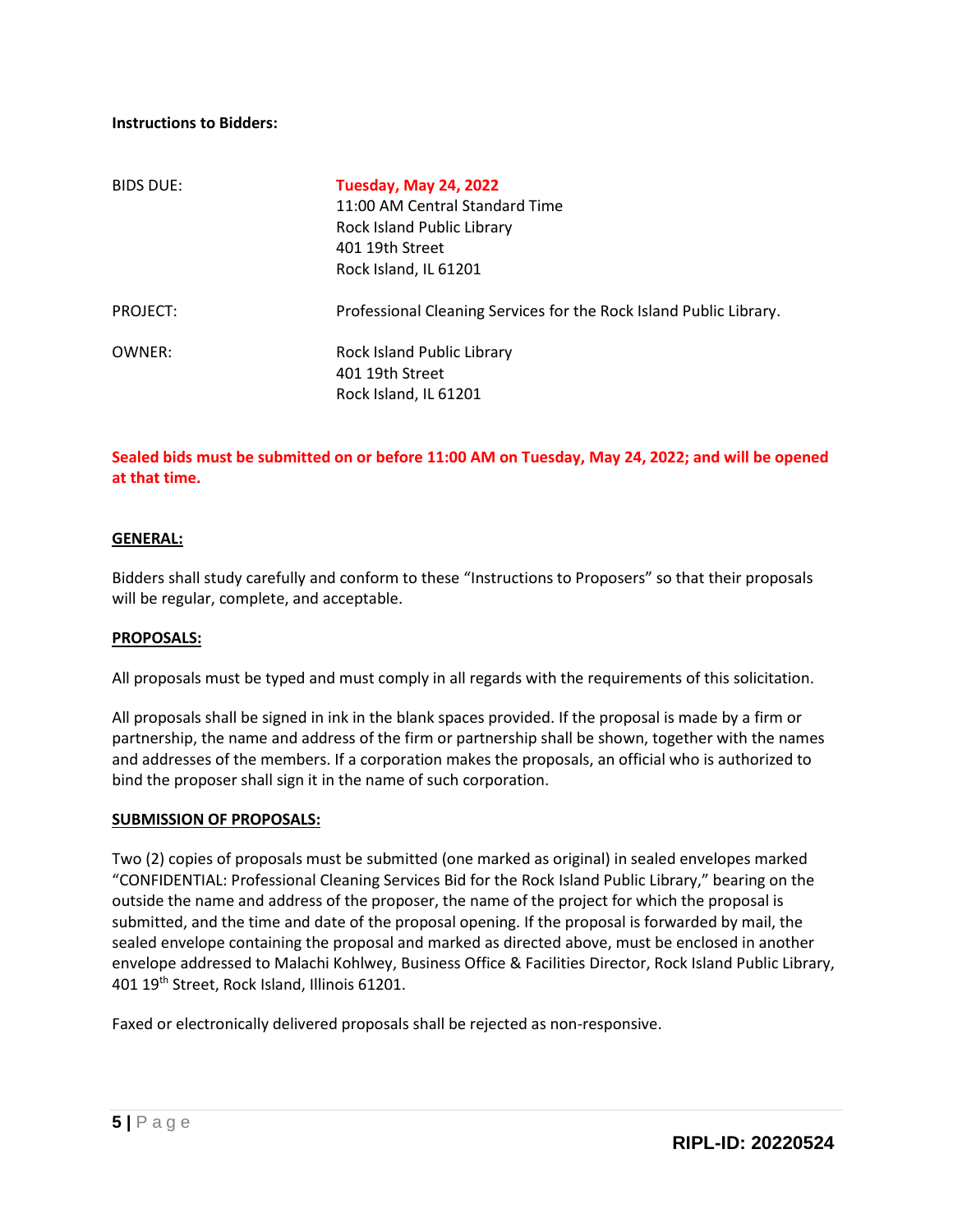**Instructions to Bidders:**

| | |
|---|---|
| BIDS DUE: | **Tuesday, May 24, 2022**<br>11:00 AM Central Standard Time<br>Rock Island Public Library<br>401 19th Street<br>Rock Island, IL 61201 |
| PROJECT: | Professional Cleaning Services for the Rock Island Public Library. |
| OWNER: | Rock Island Public Library<br>401 19th Street<br>Rock Island, IL 61201 |

**Sealed bids must be submitted on or before 11:00 AM on Tuesday, May 24, 2022; and will be opened at that time.**

**GENERAL:**

Bidders shall study carefully and conform to these "Instructions to Proposers" so that their proposals will be regular, complete, and acceptable.

**PROPOSALS:**

All proposals must be typed and must comply in all regards with the requirements of this solicitation.

All proposals shall be signed in ink in the blank spaces provided. If the proposal is made by a firm or partnership, the name and address of the firm or partnership shall be shown, together with the names and addresses of the members. If a corporation makes the proposals, an official who is authorized to bind the proposer shall sign it in the name of such corporation.

**SUBMISSION OF PROPOSALS:**

Two (2) copies of proposals must be submitted (one marked as original) in sealed envelopes marked "CONFIDENTIAL: Professional Cleaning Services Bid for the Rock Island Public Library," bearing on the outside the name and address of the proposer, the name of the project for which the proposal is submitted, and the time and date of the proposal opening. If the proposal is forwarded by mail, the sealed envelope containing the proposal and marked as directed above, must be enclosed in another envelope addressed to Malachi Kohlwey, Business Office & Facilities Director, Rock Island Public Library, 401 19th Street, Rock Island, Illinois 61201.

Faxed or electronically delivered proposals shall be rejected as non-responsive.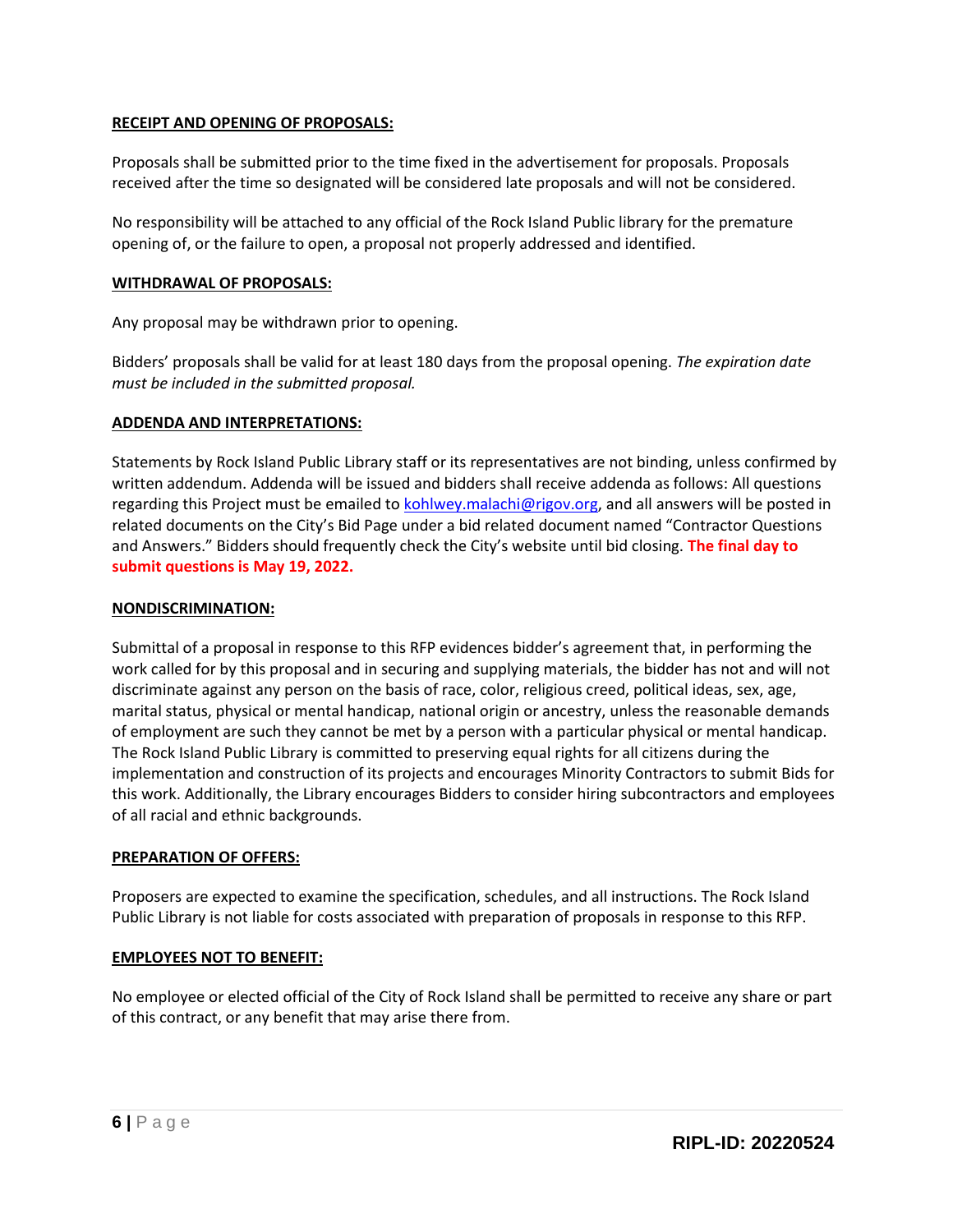**RECEIPT AND OPENING OF PROPOSALS:**

Proposals shall be submitted prior to the time fixed in the advertisement for proposals. Proposals received after the time so designated will be considered late proposals and will not be considered.

No responsibility will be attached to any official of the Rock Island Public library for the premature opening of, or the failure to open, a proposal not properly addressed and identified.

**WITHDRAWAL OF PROPOSALS:**

Any proposal may be withdrawn prior to opening.

Bidders' proposals shall be valid for at least 180 days from the proposal opening. *The expiration date must be included in the submitted proposal.*

**ADDENDA AND INTERPRETATIONS:**

Statements by Rock Island Public Library staff or its representatives are not binding, unless confirmed by written addendum. Addenda will be issued and bidders shall receive addenda as follows: All questions regarding this Project must be emailed to kohlwey.malachi@rigov.org, and all answers will be posted in related documents on the City's Bid Page under a bid related document named "Contractor Questions and Answers." Bidders should frequently check the City's website until bid closing. **The final day to submit questions is May 19, 2022.**

**NONDISCRIMINATION:**

Submittal of a proposal in response to this RFP evidences bidder's agreement that, in performing the work called for by this proposal and in securing and supplying materials, the bidder has not and will not discriminate against any person on the basis of race, color, religious creed, political ideas, sex, age, marital status, physical or mental handicap, national origin or ancestry, unless the reasonable demands of employment are such they cannot be met by a person with a particular physical or mental handicap. The Rock Island Public Library is committed to preserving equal rights for all citizens during the implementation and construction of its projects and encourages Minority Contractors to submit Bids for this work. Additionally, the Library encourages Bidders to consider hiring subcontractors and employees of all racial and ethnic backgrounds.

**PREPARATION OF OFFERS:**

Proposers are expected to examine the specification, schedules, and all instructions. The Rock Island Public Library is not liable for costs associated with preparation of proposals in response to this RFP.

**EMPLOYEES NOT TO BENEFIT:**

No employee or elected official of the City of Rock Island shall be permitted to receive any share or part of this contract, or any benefit that may arise there from.

**RIPL-ID: 20220524**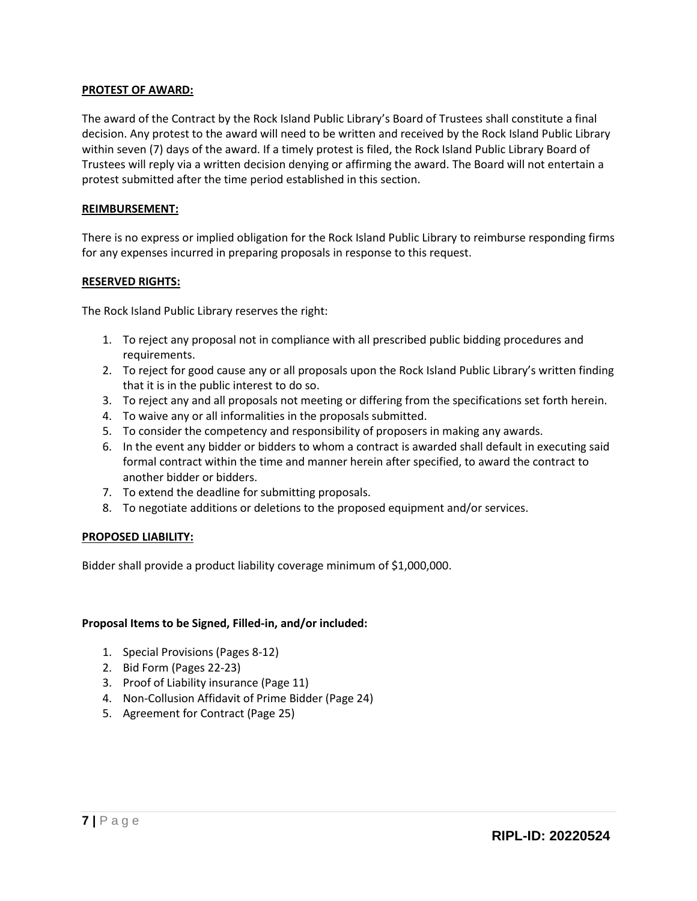**PROTEST OF AWARD:**

The award of the Contract by the Rock Island Public Library's Board of Trustees shall constitute a final decision. Any protest to the award will need to be written and received by the Rock Island Public Library within seven (7) days of the award. If a timely protest is filed, the Rock Island Public Library Board of Trustees will reply via a written decision denying or affirming the award. The Board will not entertain a protest submitted after the time period established in this section.

**REIMBURSEMENT:**

There is no express or implied obligation for the Rock Island Public Library to reimburse responding firms for any expenses incurred in preparing proposals in response to this request.

**RESERVED RIGHTS:**

The Rock Island Public Library reserves the right:

1. To reject any proposal not in compliance with all prescribed public bidding procedures and requirements.
2. To reject for good cause any or all proposals upon the Rock Island Public Library's written finding that it is in the public interest to do so.
3. To reject any and all proposals not meeting or differing from the specifications set forth herein.
4. To waive any or all informalities in the proposals submitted.
5. To consider the competency and responsibility of proposers in making any awards.
6. In the event any bidder or bidders to whom a contract is awarded shall default in executing said formal contract within the time and manner herein after specified, to award the contract to another bidder or bidders.
7. To extend the deadline for submitting proposals.
8. To negotiate additions or deletions to the proposed equipment and/or services.

**PROPOSED LIABILITY:**

Bidder shall provide a product liability coverage minimum of $1,000,000.

**Proposal Items to be Signed, Filled-in, and/or included:**

1. Special Provisions (Pages 8-12)
2. Bid Form (Pages 22-23)
3. Proof of Liability insurance (Page 11)
4. Non-Collusion Affidavit of Prime Bidder (Page 24)
5. Agreement for Contract (Page 25)

RIPL-ID: 20220524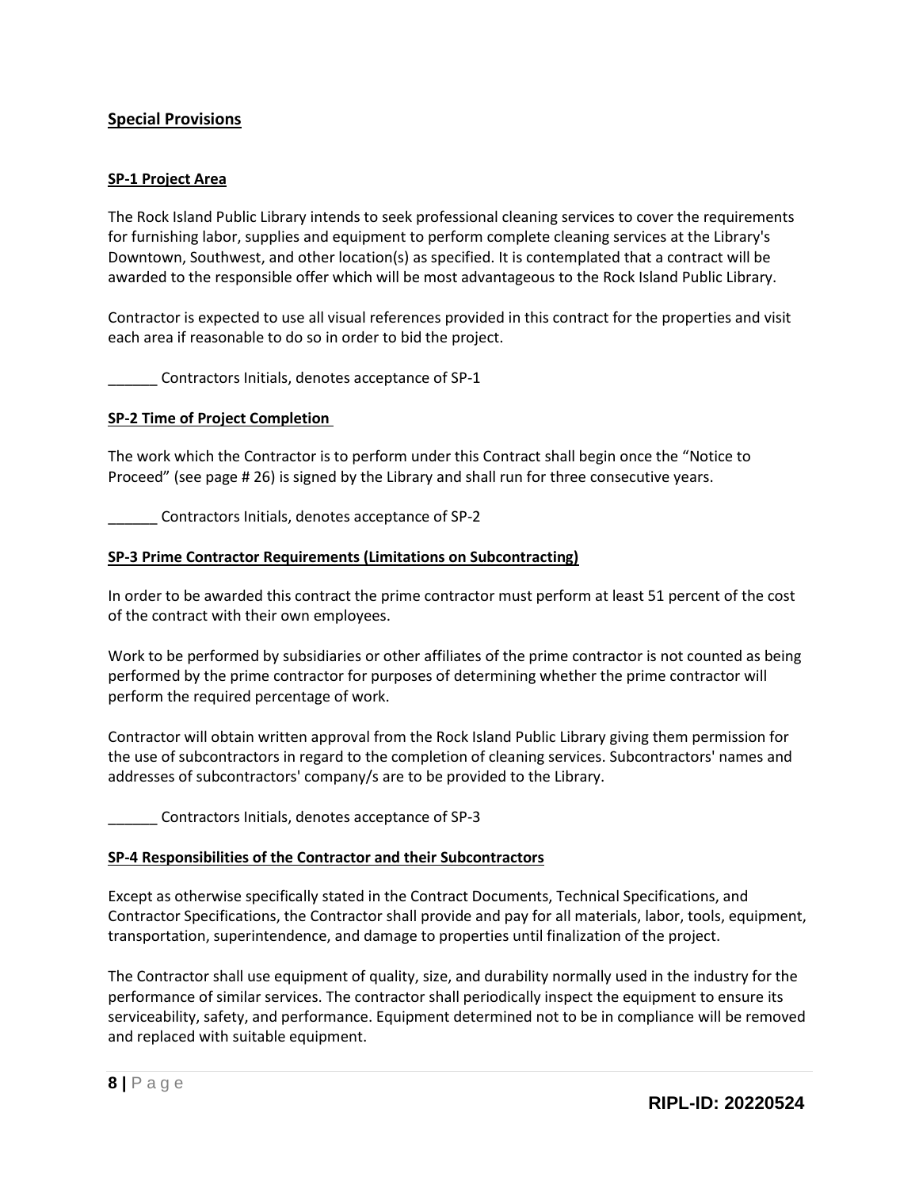## Special Provisions

### SP-1 Project Area

The Rock Island Public Library intends to seek professional cleaning services to cover the requirements for furnishing labor, supplies and equipment to perform complete cleaning services at the Library's Downtown, Southwest, and other location(s) as specified. It is contemplated that a contract will be awarded to the responsible offer which will be most advantageous to the Rock Island Public Library.

Contractor is expected to use all visual references provided in this contract for the properties and visit each area if reasonable to do so in order to bid the project.

______ Contractors Initials, denotes acceptance of SP-1

### SP-2 Time of Project Completion

The work which the Contractor is to perform under this Contract shall begin once the "Notice to Proceed" (see page # 26) is signed by the Library and shall run for three consecutive years.

______ Contractors Initials, denotes acceptance of SP-2

### SP-3 Prime Contractor Requirements (Limitations on Subcontracting)

In order to be awarded this contract the prime contractor must perform at least 51 percent of the cost of the contract with their own employees.

Work to be performed by subsidiaries or other affiliates of the prime contractor is not counted as being performed by the prime contractor for purposes of determining whether the prime contractor will perform the required percentage of work.

Contractor will obtain written approval from the Rock Island Public Library giving them permission for the use of subcontractors in regard to the completion of cleaning services. Subcontractors' names and addresses of subcontractors' company/s are to be provided to the Library.

______ Contractors Initials, denotes acceptance of SP-3

### SP-4 Responsibilities of the Contractor and their Subcontractors

Except as otherwise specifically stated in the Contract Documents, Technical Specifications, and Contractor Specifications, the Contractor shall provide and pay for all materials, labor, tools, equipment, transportation, superintendence, and damage to properties until finalization of the project.

The Contractor shall use equipment of quality, size, and durability normally used in the industry for the performance of similar services. The contractor shall periodically inspect the equipment to ensure its serviceability, safety, and performance. Equipment determined not to be in compliance will be removed and replaced with suitable equipment.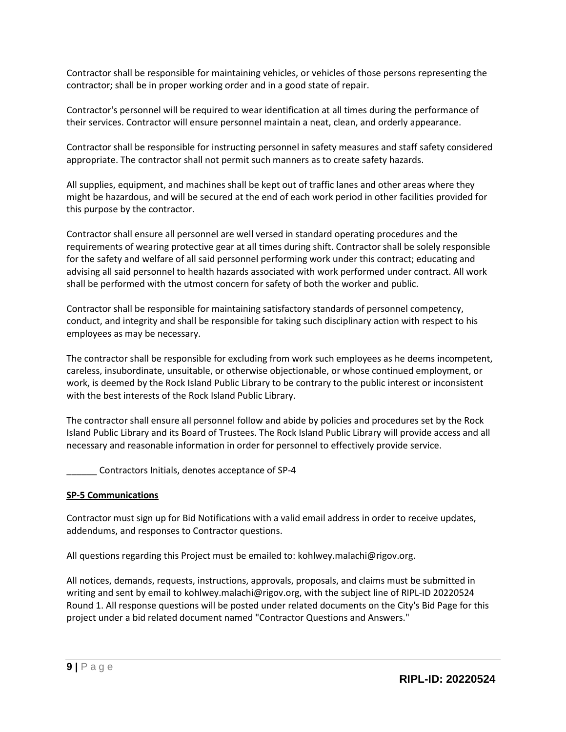Contractor shall be responsible for maintaining vehicles, or vehicles of those persons representing the contractor; shall be in proper working order and in a good state of repair.

Contractor's personnel will be required to wear identification at all times during the performance of their services. Contractor will ensure personnel maintain a neat, clean, and orderly appearance.

Contractor shall be responsible for instructing personnel in safety measures and staff safety considered appropriate. The contractor shall not permit such manners as to create safety hazards.

All supplies, equipment, and machines shall be kept out of traffic lanes and other areas where they might be hazardous, and will be secured at the end of each work period in other facilities provided for this purpose by the contractor.

Contractor shall ensure all personnel are well versed in standard operating procedures and the requirements of wearing protective gear at all times during shift. Contractor shall be solely responsible for the safety and welfare of all said personnel performing work under this contract; educating and advising all said personnel to health hazards associated with work performed under contract. All work shall be performed with the utmost concern for safety of both the worker and public.

Contractor shall be responsible for maintaining satisfactory standards of personnel competency, conduct, and integrity and shall be responsible for taking such disciplinary action with respect to his employees as may be necessary.

The contractor shall be responsible for excluding from work such employees as he deems incompetent, careless, insubordinate, unsuitable, or otherwise objectionable, or whose continued employment, or work, is deemed by the Rock Island Public Library to be contrary to the public interest or inconsistent with the best interests of the Rock Island Public Library.

The contractor shall ensure all personnel follow and abide by policies and procedures set by the Rock Island Public Library and its Board of Trustees. The Rock Island Public Library will provide access and all necessary and reasonable information in order for personnel to effectively provide service.

______ Contractors Initials, denotes acceptance of SP-4

**SP-5 Communications**

Contractor must sign up for Bid Notifications with a valid email address in order to receive updates, addendums, and responses to Contractor questions.

All questions regarding this Project must be emailed to: kohlwey.malachi@rigov.org.

All notices, demands, requests, instructions, approvals, proposals, and claims must be submitted in writing and sent by email to kohlwey.malachi@rigov.org, with the subject line of RIPL-ID 20220524 Round 1. All response questions will be posted under related documents on the City's Bid Page for this project under a bid related document named "Contractor Questions and Answers."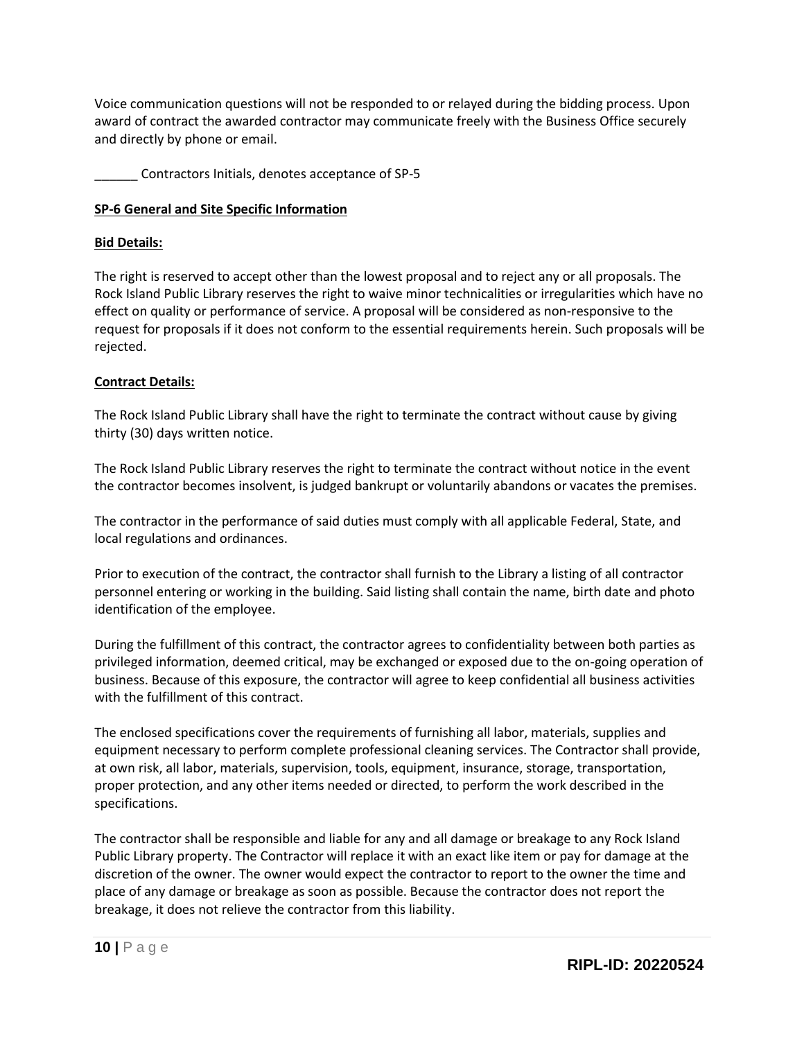Voice communication questions will not be responded to or relayed during the bidding process. Upon award of contract the awarded contractor may communicate freely with the Business Office securely and directly by phone or email.

______ Contractors Initials, denotes acceptance of SP-5

**SP-6 General and Site Specific Information**

**Bid Details:**

The right is reserved to accept other than the lowest proposal and to reject any or all proposals. The Rock Island Public Library reserves the right to waive minor technicalities or irregularities which have no effect on quality or performance of service. A proposal will be considered as non-responsive to the request for proposals if it does not conform to the essential requirements herein. Such proposals will be rejected.

**Contract Details:**

The Rock Island Public Library shall have the right to terminate the contract without cause by giving thirty (30) days written notice.

The Rock Island Public Library reserves the right to terminate the contract without notice in the event the contractor becomes insolvent, is judged bankrupt or voluntarily abandons or vacates the premises.

The contractor in the performance of said duties must comply with all applicable Federal, State, and local regulations and ordinances.

Prior to execution of the contract, the contractor shall furnish to the Library a listing of all contractor personnel entering or working in the building. Said listing shall contain the name, birth date and photo identification of the employee.

During the fulfillment of this contract, the contractor agrees to confidentiality between both parties as privileged information, deemed critical, may be exchanged or exposed due to the on-going operation of business. Because of this exposure, the contractor will agree to keep confidential all business activities with the fulfillment of this contract.

The enclosed specifications cover the requirements of furnishing all labor, materials, supplies and equipment necessary to perform complete professional cleaning services. The Contractor shall provide, at own risk, all labor, materials, supervision, tools, equipment, insurance, storage, transportation, proper protection, and any other items needed or directed, to perform the work described in the specifications.

The contractor shall be responsible and liable for any and all damage or breakage to any Rock Island Public Library property. The Contractor will replace it with an exact like item or pay for damage at the discretion of the owner. The owner would expect the contractor to report to the owner the time and place of any damage or breakage as soon as possible. Because the contractor does not report the breakage, it does not relieve the contractor from this liability.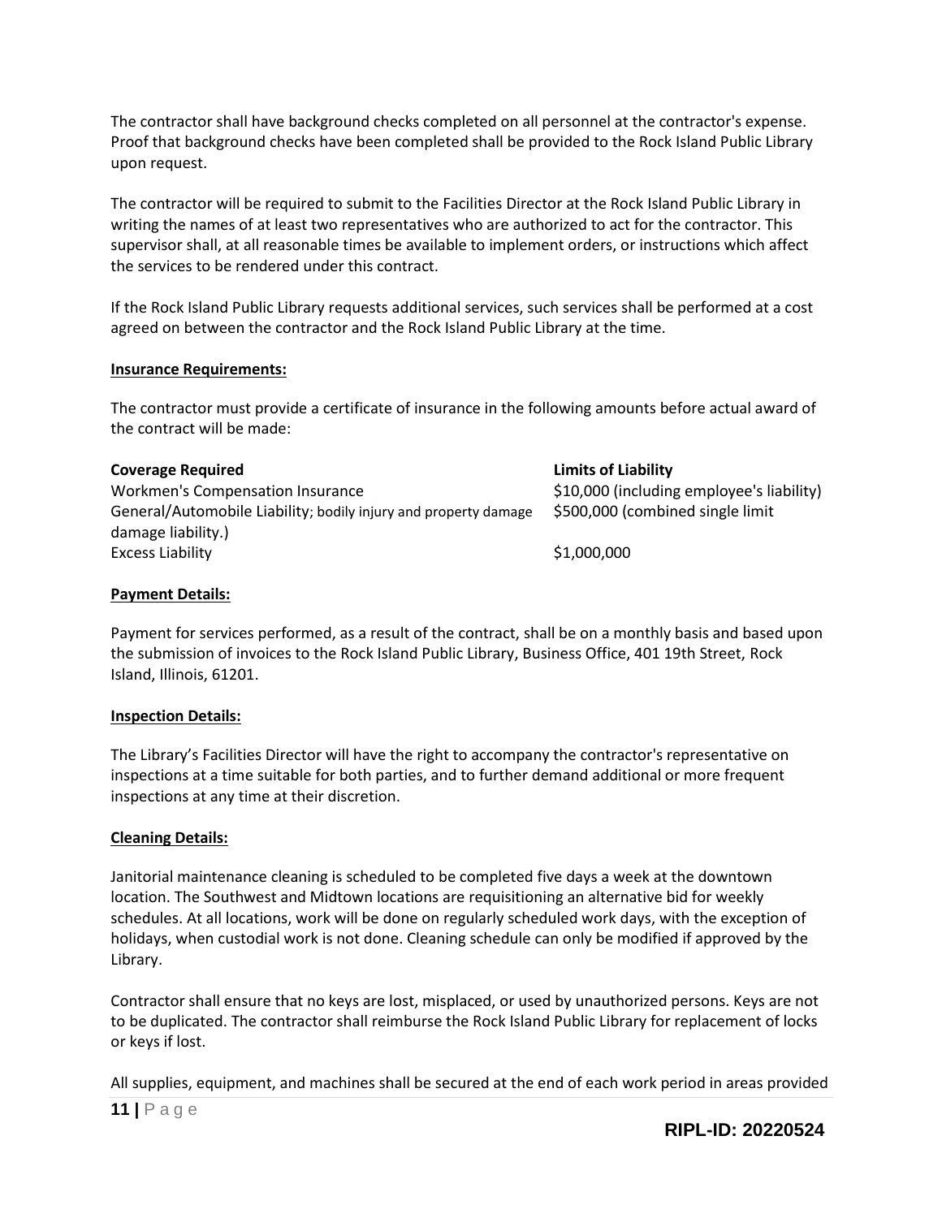The contractor shall have background checks completed on all personnel at the contractor's expense. Proof that background checks have been completed shall be provided to the Rock Island Public Library upon request.

The contractor will be required to submit to the Facilities Director at the Rock Island Public Library in writing the names of at least two representatives who are authorized to act for the contractor. This supervisor shall, at all reasonable times be available to implement orders, or instructions which affect the services to be rendered under this contract.

If the Rock Island Public Library requests additional services, such services shall be performed at a cost agreed on between the contractor and the Rock Island Public Library at the time.

**Insurance Requirements:**

The contractor must provide a certificate of insurance in the following amounts before actual award of the contract will be made:

| **Coverage Required** | **Limits of Liability** |
|---|---|
| Workmen's Compensation Insurance | $10,000 (including employee's liability) |
| General/Automobile Liability; bodily injury and property damage damage liability.) | $500,000 (combined single limit |
| Excess Liability | $1,000,000 |

**Payment Details:**

Payment for services performed, as a result of the contract, shall be on a monthly basis and based upon the submission of invoices to the Rock Island Public Library, Business Office, 401 19th Street, Rock Island, Illinois, 61201.

**Inspection Details:**

The Library's Facilities Director will have the right to accompany the contractor's representative on inspections at a time suitable for both parties, and to further demand additional or more frequent inspections at any time at their discretion.

**Cleaning Details:**

Janitorial maintenance cleaning is scheduled to be completed five days a week at the downtown location. The Southwest and Midtown locations are requisitioning an alternative bid for weekly schedules. At all locations, work will be done on regularly scheduled work days, with the exception of holidays, when custodial work is not done. Cleaning schedule can only be modified if approved by the Library.

Contractor shall ensure that no keys are lost, misplaced, or used by unauthorized persons. Keys are not to be duplicated. The contractor shall reimburse the Rock Island Public Library for replacement of locks or keys if lost.

All supplies, equipment, and machines shall be secured at the end of each work period in areas provided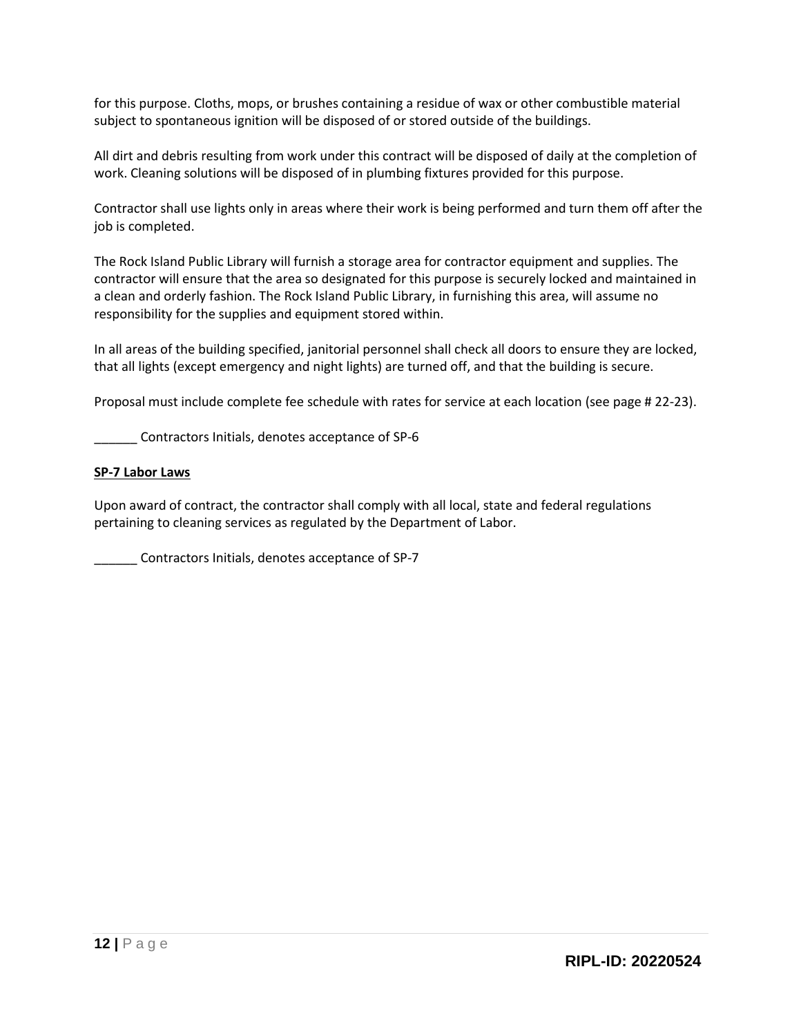for this purpose. Cloths, mops, or brushes containing a residue of wax or other combustible material subject to spontaneous ignition will be disposed of or stored outside of the buildings.

All dirt and debris resulting from work under this contract will be disposed of daily at the completion of work. Cleaning solutions will be disposed of in plumbing fixtures provided for this purpose.

Contractor shall use lights only in areas where their work is being performed and turn them off after the job is completed.

The Rock Island Public Library will furnish a storage area for contractor equipment and supplies. The contractor will ensure that the area so designated for this purpose is securely locked and maintained in a clean and orderly fashion. The Rock Island Public Library, in furnishing this area, will assume no responsibility for the supplies and equipment stored within.

In all areas of the building specified, janitorial personnel shall check all doors to ensure they are locked, that all lights (except emergency and night lights) are turned off, and that the building is secure.

Proposal must include complete fee schedule with rates for service at each location (see page # 22-23).

______ Contractors Initials, denotes acceptance of SP-6

**SP-7 Labor Laws**

Upon award of contract, the contractor shall comply with all local, state and federal regulations pertaining to cleaning services as regulated by the Department of Labor.

______ Contractors Initials, denotes acceptance of SP-7

**RIPL-ID: 20220524**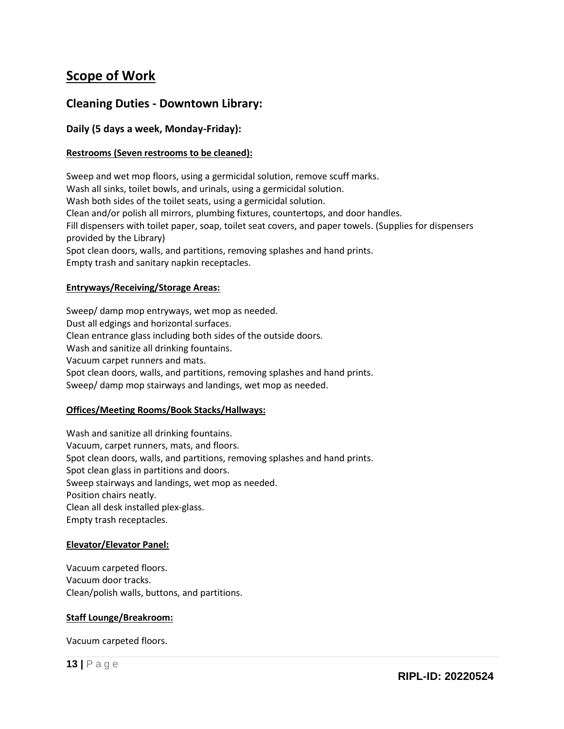## Scope of Work

### Cleaning Duties - Downtown Library:

#### Daily (5 days a week, Monday-Friday):

**Restrooms (Seven restrooms to be cleaned):**

Sweep and wet mop floors, using a germicidal solution, remove scuff marks.
Wash all sinks, toilet bowls, and urinals, using a germicidal solution.
Wash both sides of the toilet seats, using a germicidal solution.
Clean and/or polish all mirrors, plumbing fixtures, countertops, and door handles.
Fill dispensers with toilet paper, soap, toilet seat covers, and paper towels. (Supplies for dispensers provided by the Library)
Spot clean doors, walls, and partitions, removing splashes and hand prints.
Empty trash and sanitary napkin receptacles.

**Entryways/Receiving/Storage Areas:**

Sweep/ damp mop entryways, wet mop as needed.
Dust all edgings and horizontal surfaces.
Clean entrance glass including both sides of the outside doors.
Wash and sanitize all drinking fountains.
Vacuum carpet runners and mats.
Spot clean doors, walls, and partitions, removing splashes and hand prints.
Sweep/ damp mop stairways and landings, wet mop as needed.

**Offices/Meeting Rooms/Book Stacks/Hallways:**

Wash and sanitize all drinking fountains.
Vacuum, carpet runners, mats, and floors.
Spot clean doors, walls, and partitions, removing splashes and hand prints.
Spot clean glass in partitions and doors.
Sweep stairways and landings, wet mop as needed.
Position chairs neatly.
Clean all desk installed plex-glass.
Empty trash receptacles.

**Elevator/Elevator Panel:**

Vacuum carpeted floors.
Vacuum door tracks.
Clean/polish walls, buttons, and partitions.

**Staff Lounge/Breakroom:**

Vacuum carpeted floors.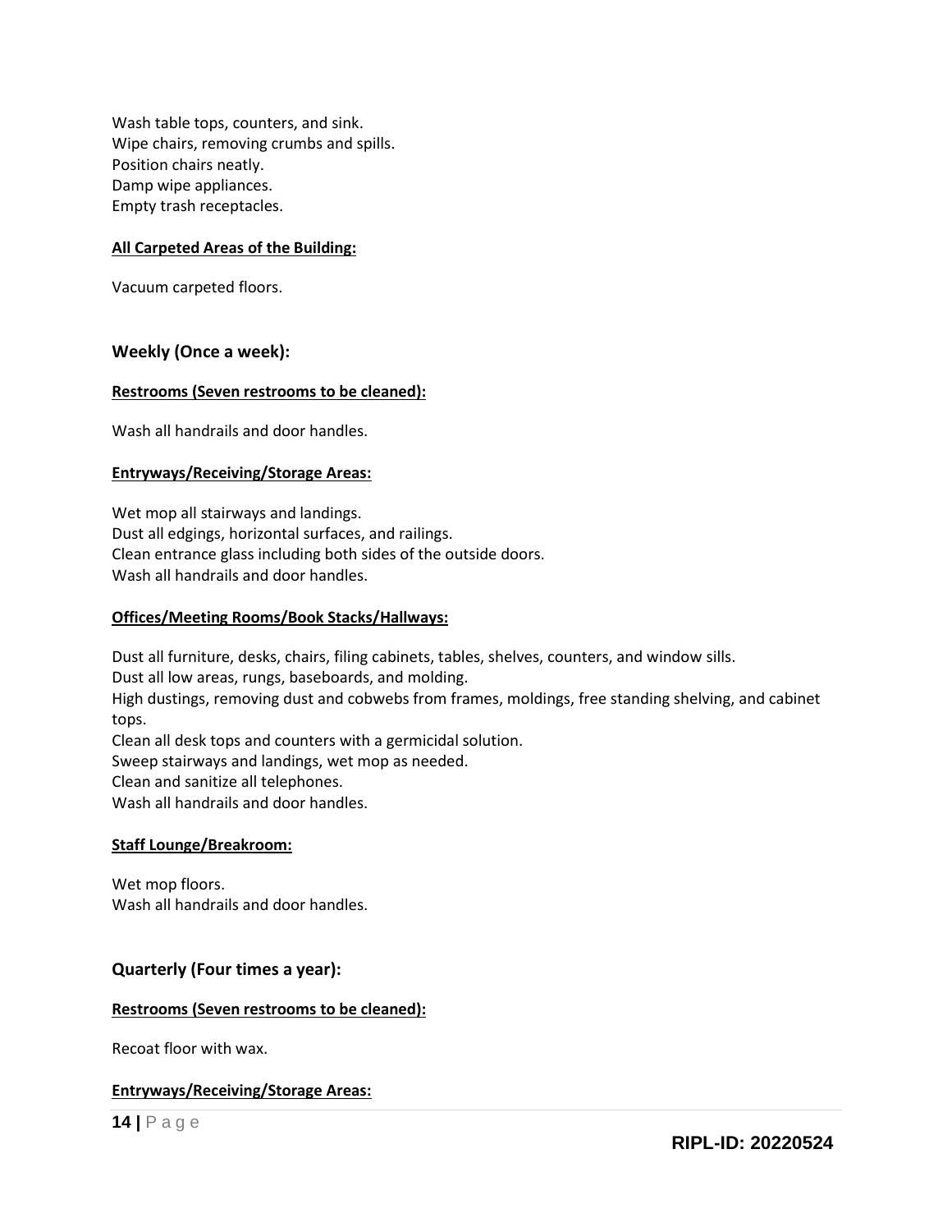Wash table tops, counters, and sink.
Wipe chairs, removing crumbs and spills.
Position chairs neatly.
Damp wipe appliances.
Empty trash receptacles.

**All Carpeted Areas of the Building:**

Vacuum carpeted floors.

### Weekly (Once a week):

**Restrooms (Seven restrooms to be cleaned):**

Wash all handrails and door handles.

**Entryways/Receiving/Storage Areas:**

Wet mop all stairways and landings.
Dust all edgings, horizontal surfaces, and railings.
Clean entrance glass including both sides of the outside doors.
Wash all handrails and door handles.

**Offices/Meeting Rooms/Book Stacks/Hallways:**

Dust all furniture, desks, chairs, filing cabinets, tables, shelves, counters, and window sills.
Dust all low areas, rungs, baseboards, and molding.
High dustings, removing dust and cobwebs from frames, moldings, free standing shelving, and cabinet tops.
Clean all desk tops and counters with a germicidal solution.
Sweep stairways and landings, wet mop as needed.
Clean and sanitize all telephones.
Wash all handrails and door handles.

**Staff Lounge/Breakroom:**

Wet mop floors.
Wash all handrails and door handles.

### Quarterly (Four times a year):

**Restrooms (Seven restrooms to be cleaned):**

Recoat floor with wax.

**Entryways/Receiving/Storage Areas:**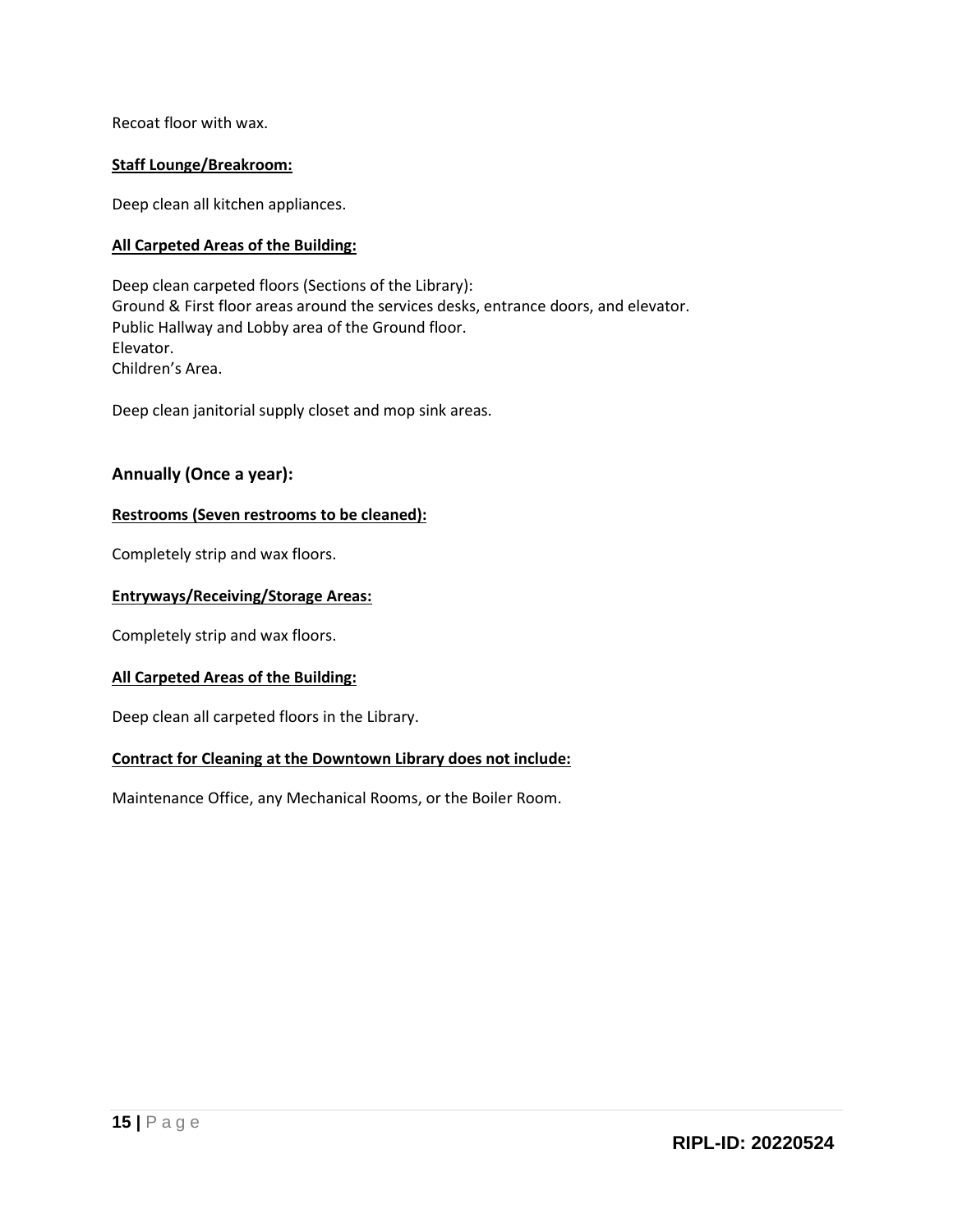Recoat floor with wax.

**Staff Lounge/Breakroom:**

Deep clean all kitchen appliances.

**All Carpeted Areas of the Building:**

Deep clean carpeted floors (Sections of the Library):
Ground & First floor areas around the services desks, entrance doors, and elevator.
Public Hallway and Lobby area of the Ground floor.
Elevator.
Children's Area.

Deep clean janitorial supply closet and mop sink areas.

### Annually (Once a year):

**Restrooms (Seven restrooms to be cleaned):**

Completely strip and wax floors.

**Entryways/Receiving/Storage Areas:**

Completely strip and wax floors.

**All Carpeted Areas of the Building:**

Deep clean all carpeted floors in the Library.

**Contract for Cleaning at the Downtown Library does not include:**

Maintenance Office, any Mechanical Rooms, or the Boiler Room.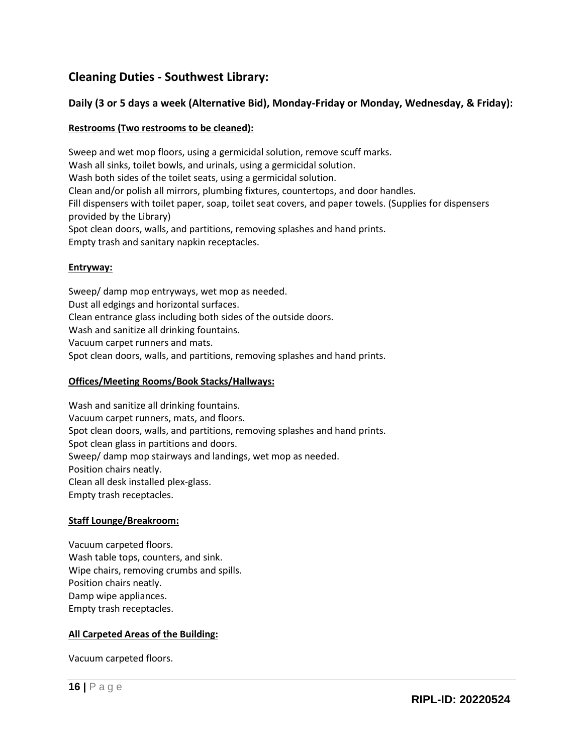## Cleaning Duties - Southwest Library:

### Daily (3 or 5 days a week (Alternative Bid), Monday-Friday or Monday, Wednesday, & Friday):

**Restrooms (Two restrooms to be cleaned):**

Sweep and wet mop floors, using a germicidal solution, remove scuff marks.
Wash all sinks, toilet bowls, and urinals, using a germicidal solution.
Wash both sides of the toilet seats, using a germicidal solution.
Clean and/or polish all mirrors, plumbing fixtures, countertops, and door handles.
Fill dispensers with toilet paper, soap, toilet seat covers, and paper towels. (Supplies for dispensers provided by the Library)
Spot clean doors, walls, and partitions, removing splashes and hand prints.
Empty trash and sanitary napkin receptacles.

**Entryway:**

Sweep/ damp mop entryways, wet mop as needed.
Dust all edgings and horizontal surfaces.
Clean entrance glass including both sides of the outside doors.
Wash and sanitize all drinking fountains.
Vacuum carpet runners and mats.
Spot clean doors, walls, and partitions, removing splashes and hand prints.

**Offices/Meeting Rooms/Book Stacks/Hallways:**

Wash and sanitize all drinking fountains.
Vacuum carpet runners, mats, and floors.
Spot clean doors, walls, and partitions, removing splashes and hand prints.
Spot clean glass in partitions and doors.
Sweep/ damp mop stairways and landings, wet mop as needed.
Position chairs neatly.
Clean all desk installed plex-glass.
Empty trash receptacles.

**Staff Lounge/Breakroom:**

Vacuum carpeted floors.
Wash table tops, counters, and sink.
Wipe chairs, removing crumbs and spills.
Position chairs neatly.
Damp wipe appliances.
Empty trash receptacles.

**All Carpeted Areas of the Building:**

Vacuum carpeted floors.

RIPL-ID: 20220524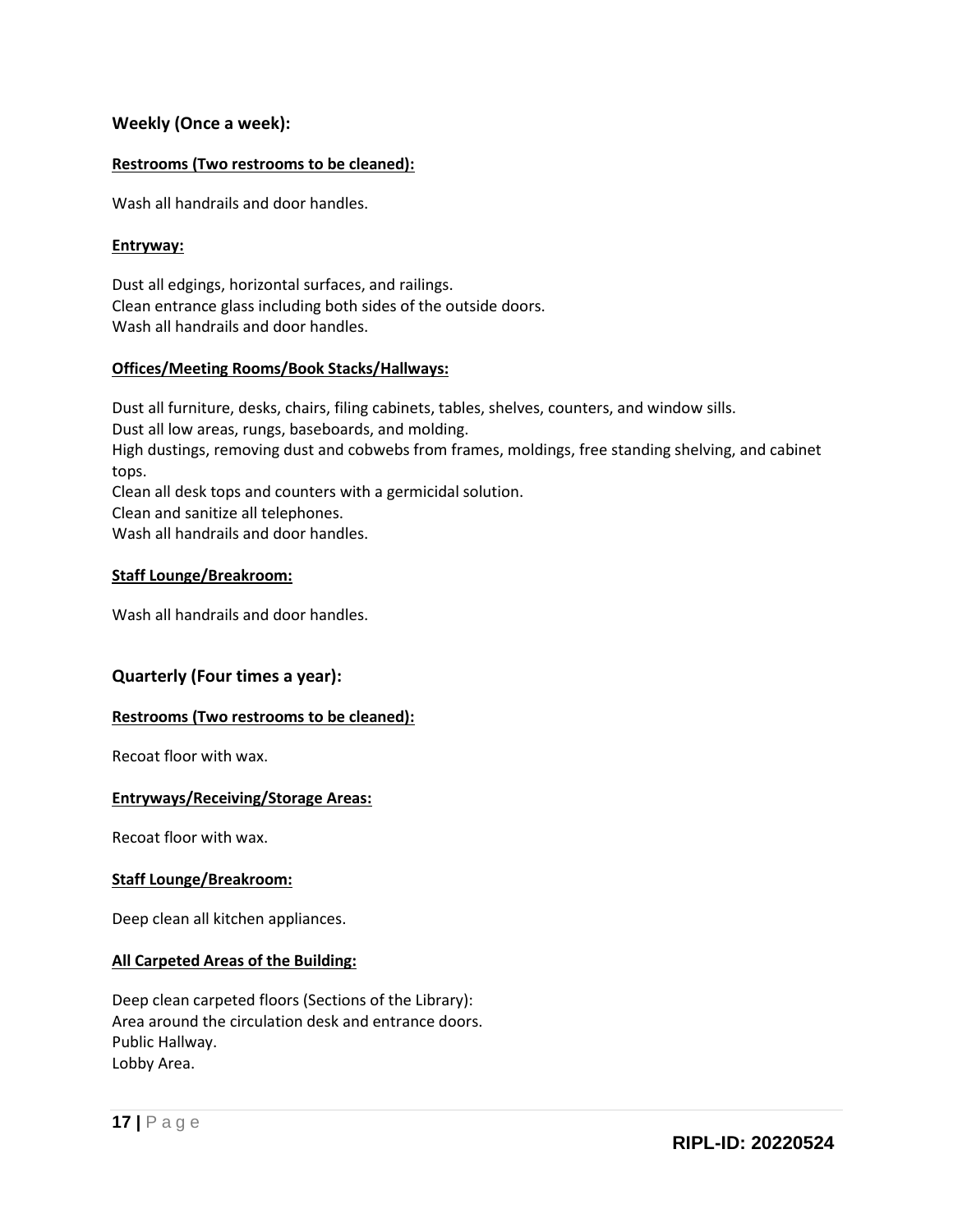## Weekly (Once a week):

**Restrooms (Two restrooms to be cleaned):**

Wash all handrails and door handles.

**Entryway:**

Dust all edgings, horizontal surfaces, and railings.
Clean entrance glass including both sides of the outside doors.
Wash all handrails and door handles.

**Offices/Meeting Rooms/Book Stacks/Hallways:**

Dust all furniture, desks, chairs, filing cabinets, tables, shelves, counters, and window sills.
Dust all low areas, rungs, baseboards, and molding.
High dustings, removing dust and cobwebs from frames, moldings, free standing shelving, and cabinet tops.
Clean all desk tops and counters with a germicidal solution.
Clean and sanitize all telephones.
Wash all handrails and door handles.

**Staff Lounge/Breakroom:**

Wash all handrails and door handles.

## Quarterly (Four times a year):

**Restrooms (Two restrooms to be cleaned):**

Recoat floor with wax.

**Entryways/Receiving/Storage Areas:**

Recoat floor with wax.

**Staff Lounge/Breakroom:**

Deep clean all kitchen appliances.

**All Carpeted Areas of the Building:**

Deep clean carpeted floors (Sections of the Library):
Area around the circulation desk and entrance doors.
Public Hallway.
Lobby Area.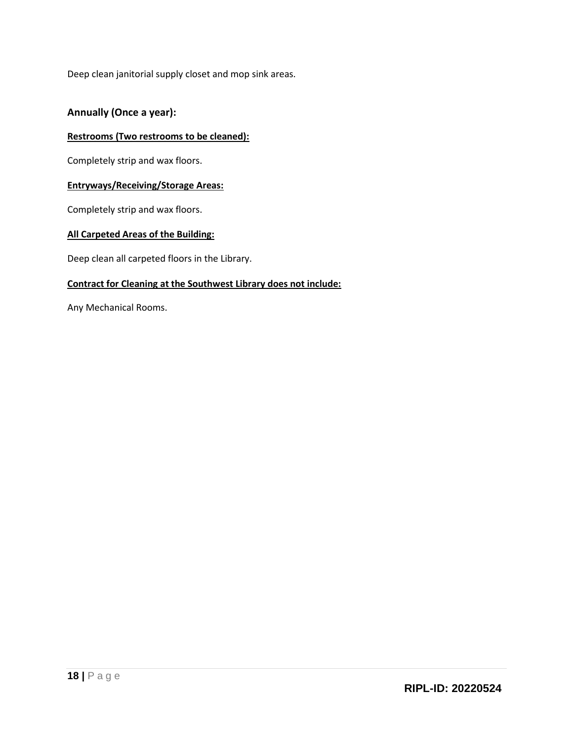Deep clean janitorial supply closet and mop sink areas.

### Annually (Once a year):

**Restrooms (Two restrooms to be cleaned):**

Completely strip and wax floors.

**Entryways/Receiving/Storage Areas:**

Completely strip and wax floors.

**All Carpeted Areas of the Building:**

Deep clean all carpeted floors in the Library.

**Contract for Cleaning at the Southwest Library does not include:**

Any Mechanical Rooms.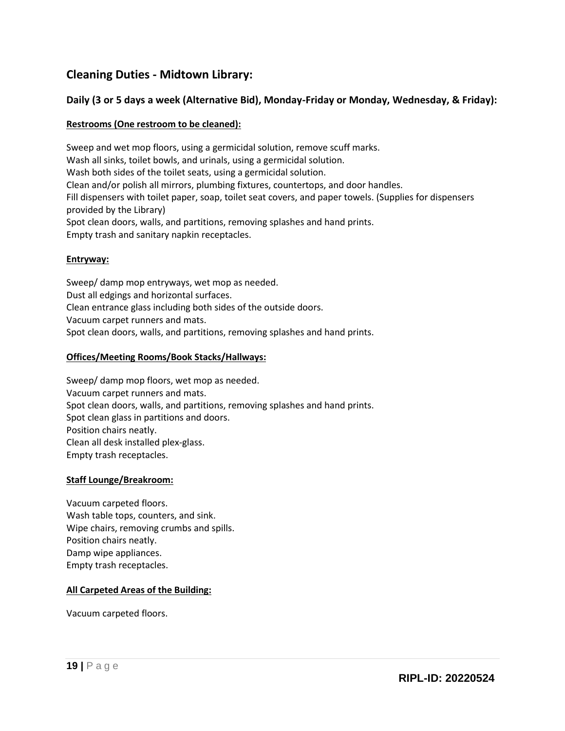## Cleaning Duties - Midtown Library:

### Daily (3 or 5 days a week (Alternative Bid), Monday-Friday or Monday, Wednesday, & Friday):

**Restrooms (One restroom to be cleaned):**

Sweep and wet mop floors, using a germicidal solution, remove scuff marks.
Wash all sinks, toilet bowls, and urinals, using a germicidal solution.
Wash both sides of the toilet seats, using a germicidal solution.
Clean and/or polish all mirrors, plumbing fixtures, countertops, and door handles.
Fill dispensers with toilet paper, soap, toilet seat covers, and paper towels. (Supplies for dispensers provided by the Library)
Spot clean doors, walls, and partitions, removing splashes and hand prints.
Empty trash and sanitary napkin receptacles.

**Entryway:**

Sweep/ damp mop entryways, wet mop as needed.
Dust all edgings and horizontal surfaces.
Clean entrance glass including both sides of the outside doors.
Vacuum carpet runners and mats.
Spot clean doors, walls, and partitions, removing splashes and hand prints.

**Offices/Meeting Rooms/Book Stacks/Hallways:**

Sweep/ damp mop floors, wet mop as needed.
Vacuum carpet runners and mats.
Spot clean doors, walls, and partitions, removing splashes and hand prints.
Spot clean glass in partitions and doors.
Position chairs neatly.
Clean all desk installed plex-glass.
Empty trash receptacles.

**Staff Lounge/Breakroom:**

Vacuum carpeted floors.
Wash table tops, counters, and sink.
Wipe chairs, removing crumbs and spills.
Position chairs neatly.
Damp wipe appliances.
Empty trash receptacles.

**All Carpeted Areas of the Building:**

Vacuum carpeted floors.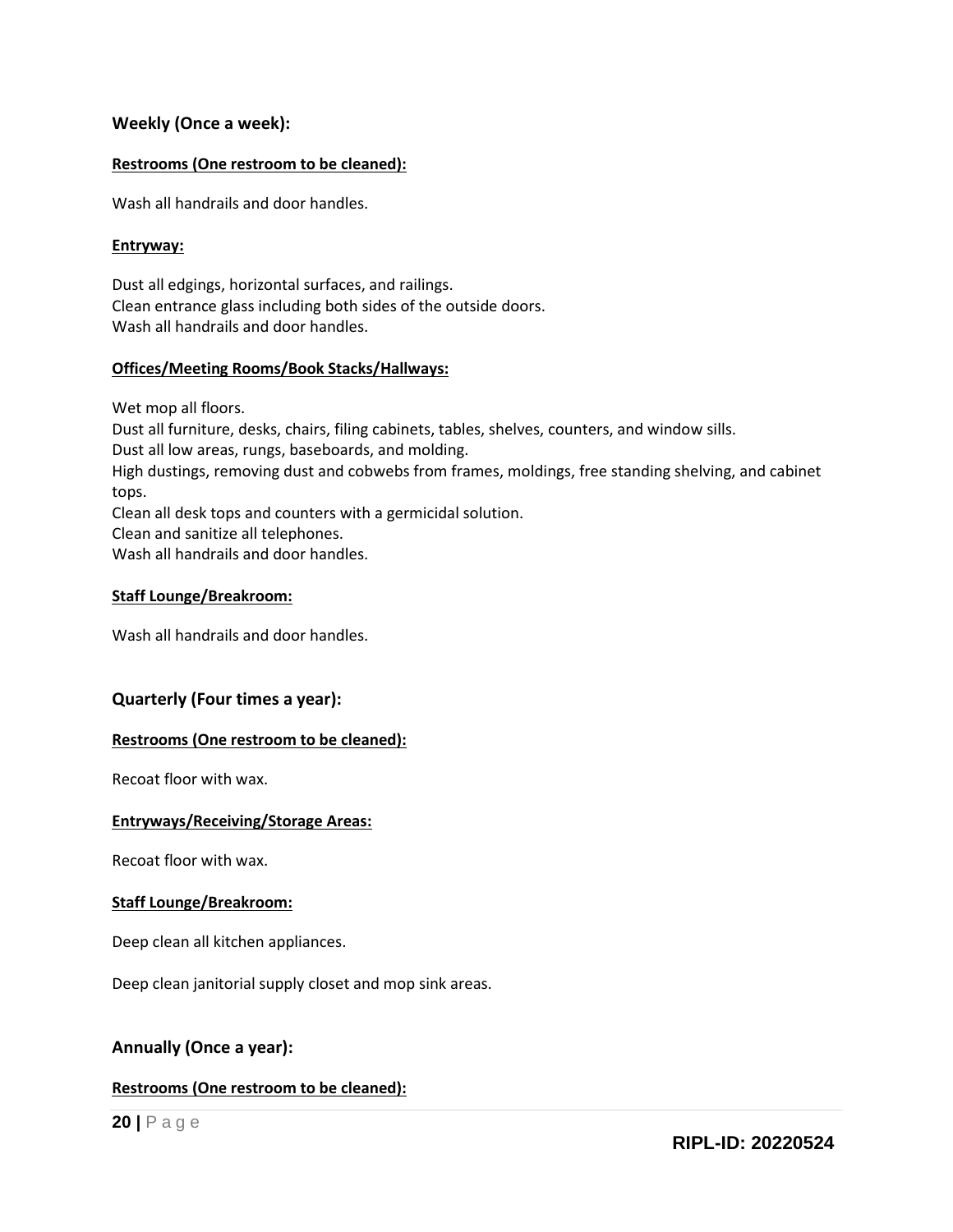## Weekly (Once a week):

**Restrooms (One restroom to be cleaned):**

Wash all handrails and door handles.

**Entryway:**

Dust all edgings, horizontal surfaces, and railings.
Clean entrance glass including both sides of the outside doors.
Wash all handrails and door handles.

**Offices/Meeting Rooms/Book Stacks/Hallways:**

Wet mop all floors.
Dust all furniture, desks, chairs, filing cabinets, tables, shelves, counters, and window sills.
Dust all low areas, rungs, baseboards, and molding.
High dustings, removing dust and cobwebs from frames, moldings, free standing shelving, and cabinet tops.
Clean all desk tops and counters with a germicidal solution.
Clean and sanitize all telephones.
Wash all handrails and door handles.

**Staff Lounge/Breakroom:**

Wash all handrails and door handles.

## Quarterly (Four times a year):

**Restrooms (One restroom to be cleaned):**

Recoat floor with wax.

**Entryways/Receiving/Storage Areas:**

Recoat floor with wax.

**Staff Lounge/Breakroom:**

Deep clean all kitchen appliances.

Deep clean janitorial supply closet and mop sink areas.

## Annually (Once a year):

**Restrooms (One restroom to be cleaned):**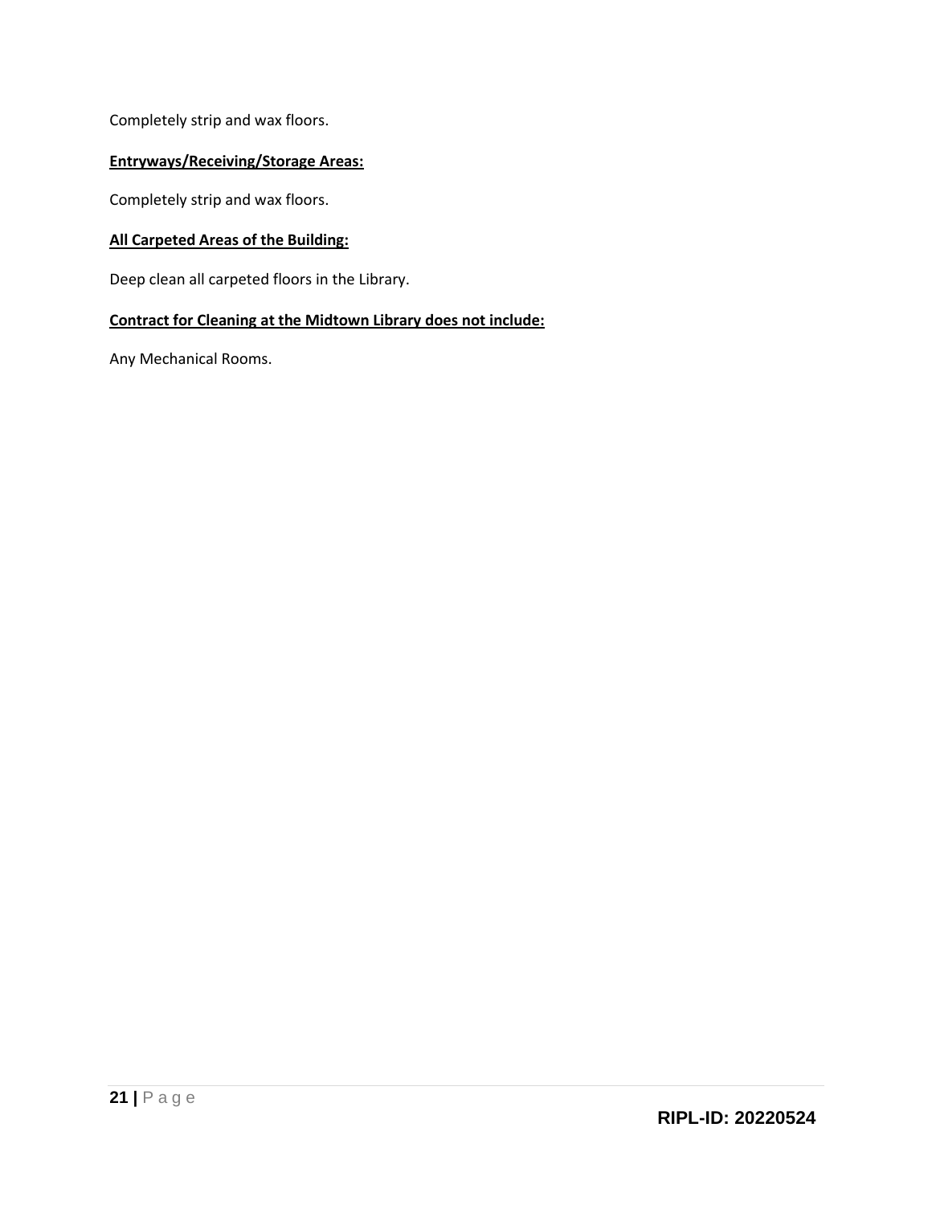Completely strip and wax floors.

**Entryways/Receiving/Storage Areas:**

Completely strip and wax floors.

**All Carpeted Areas of the Building:**

Deep clean all carpeted floors in the Library.

**Contract for Cleaning at the Midtown Library does not include:**

Any Mechanical Rooms.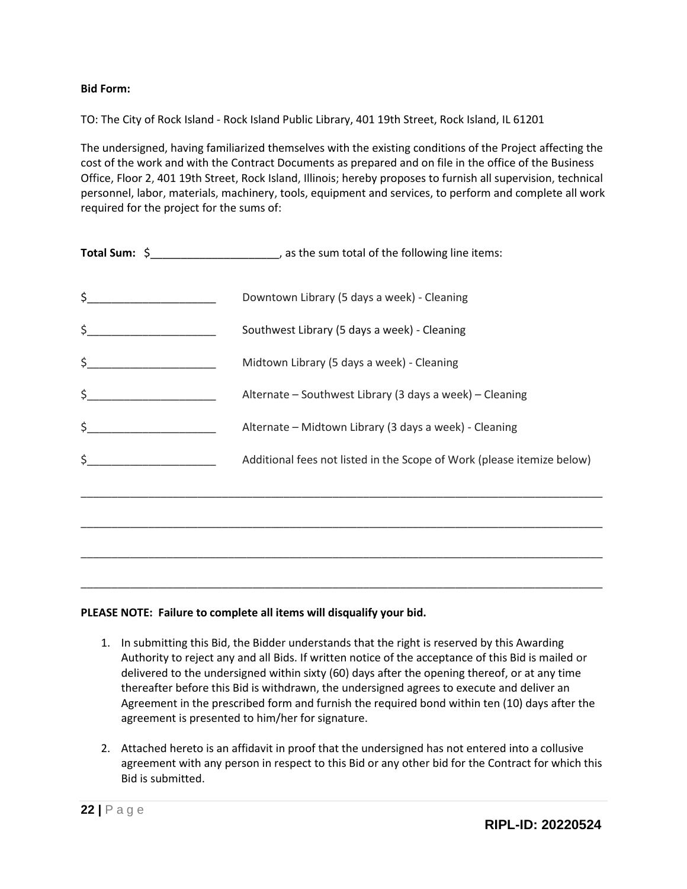**Bid Form:**

TO: The City of Rock Island - Rock Island Public Library, 401 19th Street, Rock Island, IL 61201

The undersigned, having familiarized themselves with the existing conditions of the Project affecting the cost of the work and with the Contract Documents as prepared and on file in the office of the Business Office, Floor 2, 401 19th Street, Rock Island, Illinois; hereby proposes to furnish all supervision, technical personnel, labor, materials, machinery, tools, equipment and services, to perform and complete all work required for the project for the sums of:

**Total Sum:** $_____________________, as the sum total of the following line items:

$_____________________ Downtown Library (5 days a week) - Cleaning

$_____________________ Southwest Library (5 days a week) - Cleaning

$_____________________ Midtown Library (5 days a week) - Cleaning

$_____________________ Alternate – Southwest Library (3 days a week) – Cleaning

$_____________________ Alternate – Midtown Library (3 days a week) - Cleaning

$_____________________ Additional fees not listed in the Scope of Work (please itemize below)

_____________________________________________________________________________________

_____________________________________________________________________________________

_____________________________________________________________________________________

_____________________________________________________________________________________

**PLEASE NOTE: Failure to complete all items will disqualify your bid.**

1. In submitting this Bid, the Bidder understands that the right is reserved by this Awarding Authority to reject any and all Bids. If written notice of the acceptance of this Bid is mailed or delivered to the undersigned within sixty (60) days after the opening thereof, or at any time thereafter before this Bid is withdrawn, the undersigned agrees to execute and deliver an Agreement in the prescribed form and furnish the required bond within ten (10) days after the agreement is presented to him/her for signature.

2. Attached hereto is an affidavit in proof that the undersigned has not entered into a collusive agreement with any person in respect to this Bid or any other bid for the Contract for which this Bid is submitted.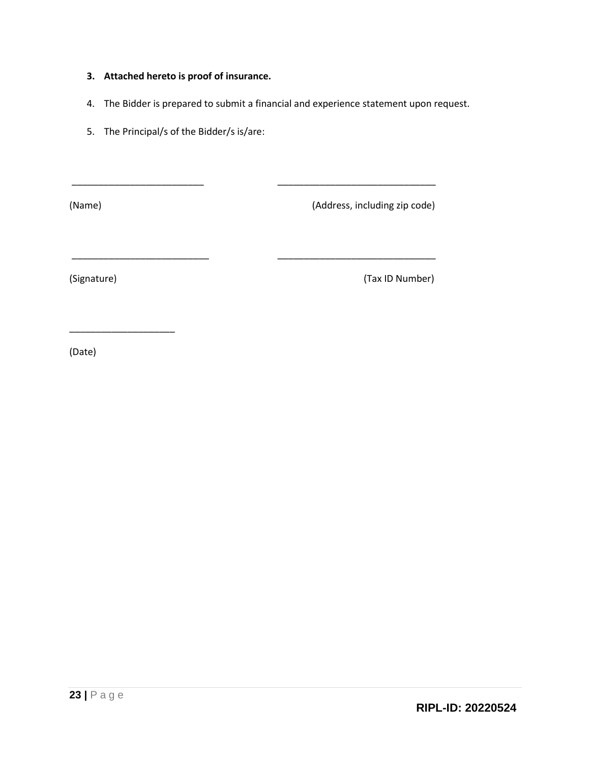3. **Attached hereto is proof of insurance.**

4. The Bidder is prepared to submit a financial and experience statement upon request.

5. The Principal/s of the Bidder/s is/are:

| ___________________________ | ________________________________ |
|---|---|
| (Name) | (Address, including zip code) |
| ___________________________ | ________________________________ |
| (Signature) | (Tax ID Number) |

_____________________

(Date)

**RIPL-ID: 20220524**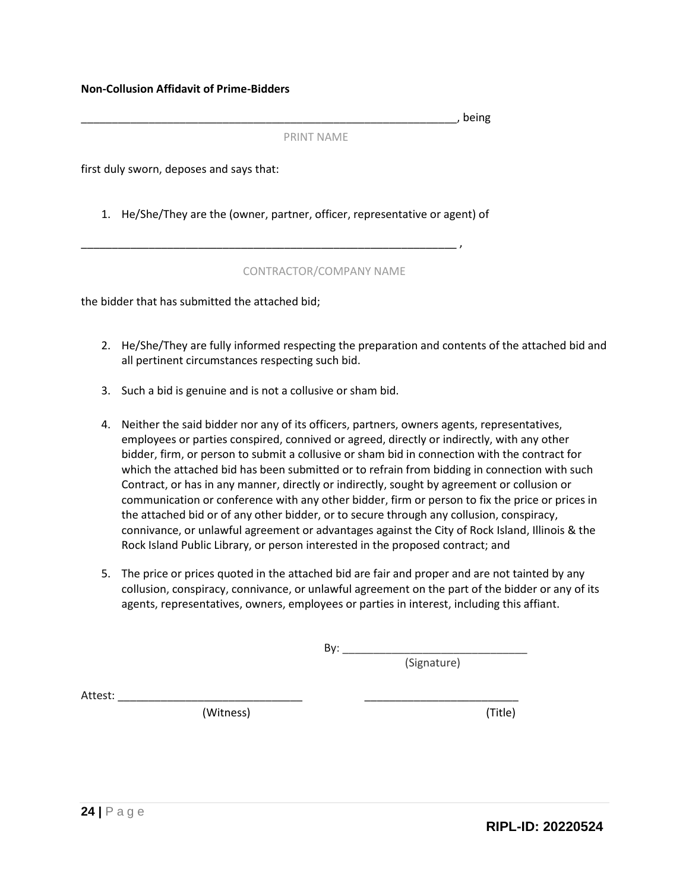**Non-Collusion Affidavit of Prime-Bidders**

_______________________________________________________________, being

PRINT NAME

first duly sworn, deposes and says that:

1. He/She/They are the (owner, partner, officer, representative or agent) of

_______________________________________________________________ ,

CONTRACTOR/COMPANY NAME

the bidder that has submitted the attached bid;

2. He/She/They are fully informed respecting the preparation and contents of the attached bid and all pertinent circumstances respecting such bid.

3. Such a bid is genuine and is not a collusive or sham bid.

4. Neither the said bidder nor any of its officers, partners, owners agents, representatives, employees or parties conspired, connived or agreed, directly or indirectly, with any other bidder, firm, or person to submit a collusive or sham bid in connection with the contract for which the attached bid has been submitted or to refrain from bidding in connection with such Contract, or has in any manner, directly or indirectly, sought by agreement or collusion or communication or conference with any other bidder, firm or person to fix the price or prices in the attached bid or of any other bidder, or to secure through any collusion, conspiracy, connivance, or unlawful agreement or advantages against the City of Rock Island, Illinois & the Rock Island Public Library, or person interested in the proposed contract; and

5. The price or prices quoted in the attached bid are fair and proper and are not tainted by any collusion, conspiracy, connivance, or unlawful agreement on the part of the bidder or any of its agents, representatives, owners, employees or parties in interest, including this affiant.

By: ______________________________
(Signature)

Attest: ______________________________ (Witness)

_________________________ (Title)

RIPL-ID: 20220524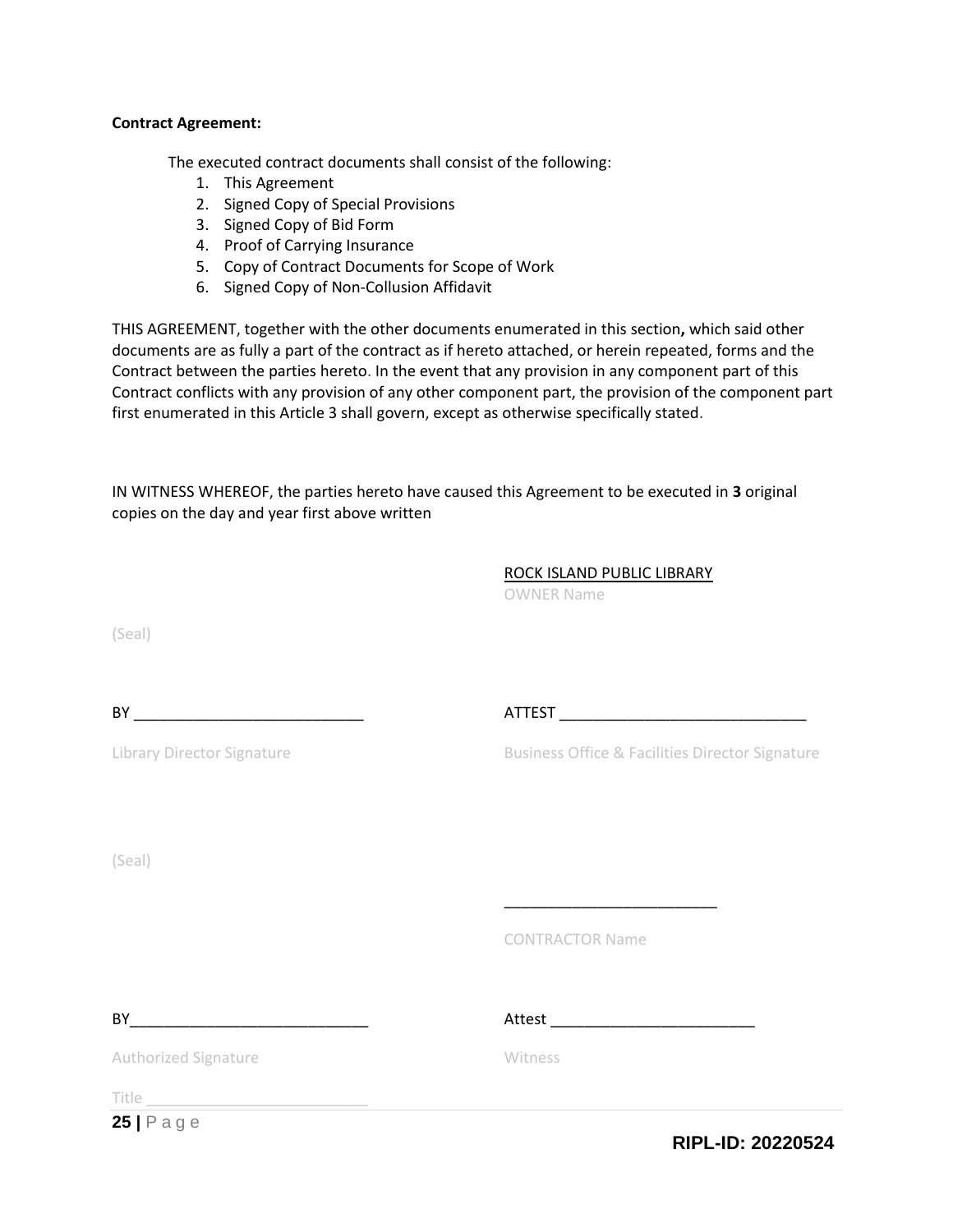**Contract Agreement:**

The executed contract documents shall consist of the following:

1. This Agreement
2. Signed Copy of Special Provisions
3. Signed Copy of Bid Form
4. Proof of Carrying Insurance
5. Copy of Contract Documents for Scope of Work
6. Signed Copy of Non-Collusion Affidavit

THIS AGREEMENT, together with the other documents enumerated in this section**,** which said other documents are as fully a part of the contract as if hereto attached, or herein repeated, forms and the Contract between the parties hereto. In the event that any provision in any component part of this Contract conflicts with any provision of any other component part, the provision of the component part first enumerated in this Article 3 shall govern, except as otherwise specifically stated.

IN WITNESS WHEREOF, the parties hereto have caused this Agreement to be executed in **3** original copies on the day and year first above written

ROCK ISLAND PUBLIC LIBRARY
OWNER Name

(Seal)

BY ___________________________ ATTEST _____________________________

Library Director Signature Business Office & Facilities Director Signature

(Seal)

_________________________

CONTRACTOR Name

BY___________________________ Attest ________________________

Authorized Signature Witness

Title _________________________

RIPL-ID: 20220524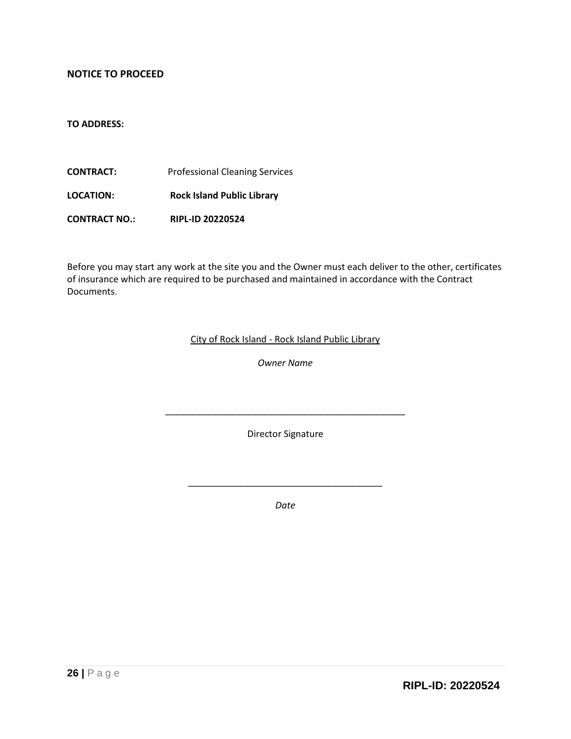**NOTICE TO PROCEED**

**TO ADDRESS:**

**CONTRACT:** Professional Cleaning Services

**LOCATION:** **Rock Island Public Library**

**CONTRACT NO.:** **RIPL-ID 20220524**

Before you may start any work at the site you and the Owner must each deliver to the other, certificates of insurance which are required to be purchased and maintained in accordance with the Contract Documents.

City of Rock Island - Rock Island Public Library

*Owner Name*

\_\_\_\_\_\_\_\_\_\_\_\_\_\_\_\_\_\_\_\_\_\_\_\_\_\_\_\_\_\_\_\_\_\_\_\_\_\_\_\_\_\_\_\_\_\_\_\_

Director Signature

\_\_\_\_\_\_\_\_\_\_\_\_\_\_\_\_\_\_\_\_\_\_\_\_\_\_\_\_\_\_\_\_\_\_\_\_\_\_\_\_

*Date*